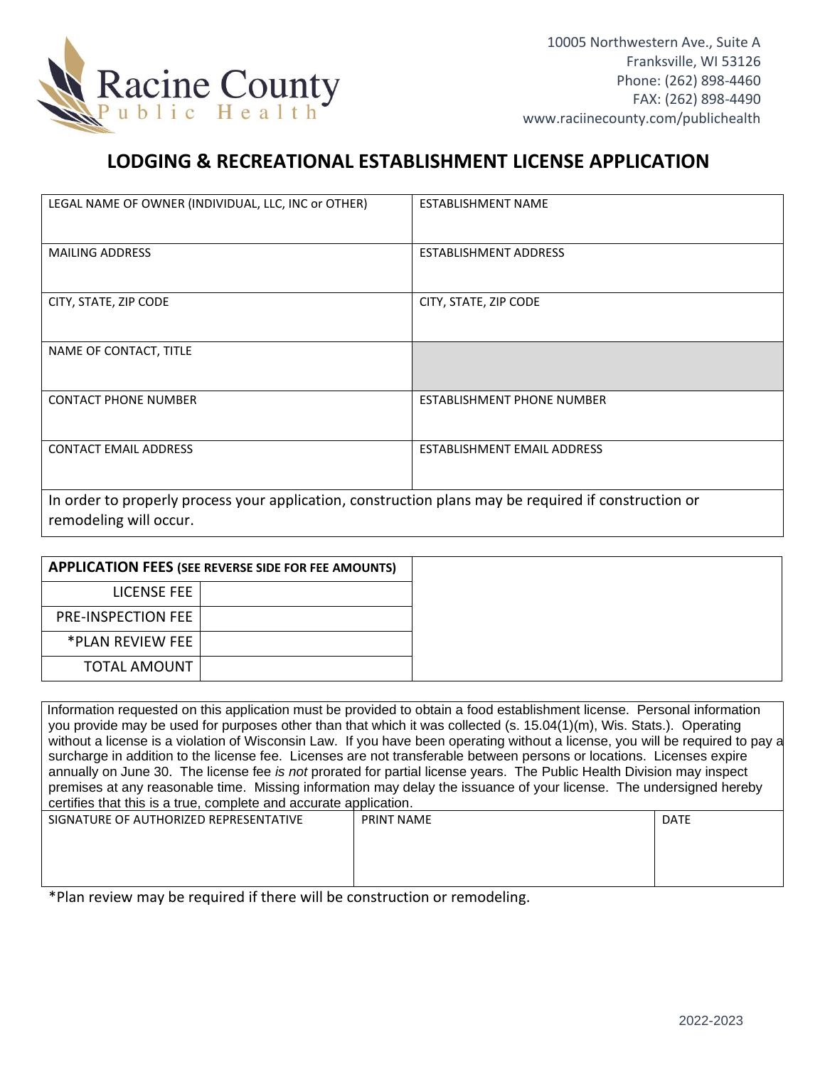Racine County Public Health

10005 Northwestern Ave., Suite A
Franksville, WI 53126
Phone: (262) 898-4460
FAX: (262) 898-4490
www.raciinecounty.com/publichealth

# LODGING & RECREATIONAL ESTABLISHMENT LICENSE APPLICATION

| LEGAL NAME OF OWNER (INDIVIDUAL, LLC, INC or OTHER) | ESTABLISHMENT NAME |
|---|---|
| MAILING ADDRESS | ESTABLISHMENT ADDRESS |
| CITY, STATE, ZIP CODE | CITY, STATE, ZIP CODE |
| NAME OF CONTACT, TITLE | |
| CONTACT PHONE NUMBER | ESTABLISHMENT PHONE NUMBER |
| CONTACT EMAIL ADDRESS | ESTABLISHMENT EMAIL ADDRESS |

In order to properly process your application, construction plans may be required if construction or remodeling will occur.

| **APPLICATION FEES** (SEE REVERSE SIDE FOR FEE AMOUNTS) | |
|---|---|
| LICENSE FEE | |
| PRE-INSPECTION FEE | |
| *PLAN REVIEW FEE | |
| TOTAL AMOUNT | |

Information requested on this application must be provided to obtain a food establishment license. Personal information you provide may be used for purposes other than that which it was collected (s. 15.04(1)(m), Wis. Stats.). Operating without a license is a violation of Wisconsin Law. If you have been operating without a license, you will be required to pay a surcharge in addition to the license fee. Licenses are not transferable between persons or locations. Licenses expire annually on June 30. The license fee *is not* prorated for partial license years. The Public Health Division may inspect premises at any reasonable time. Missing information may delay the issuance of your license. The undersigned hereby certifies that this is a true, complete and accurate application.

| SIGNATURE OF AUTHORIZED REPRESENTATIVE | PRINT NAME | DATE |
|---|---|---|
| | | |

*Plan review may be required if there will be construction or remodeling.

2022-2023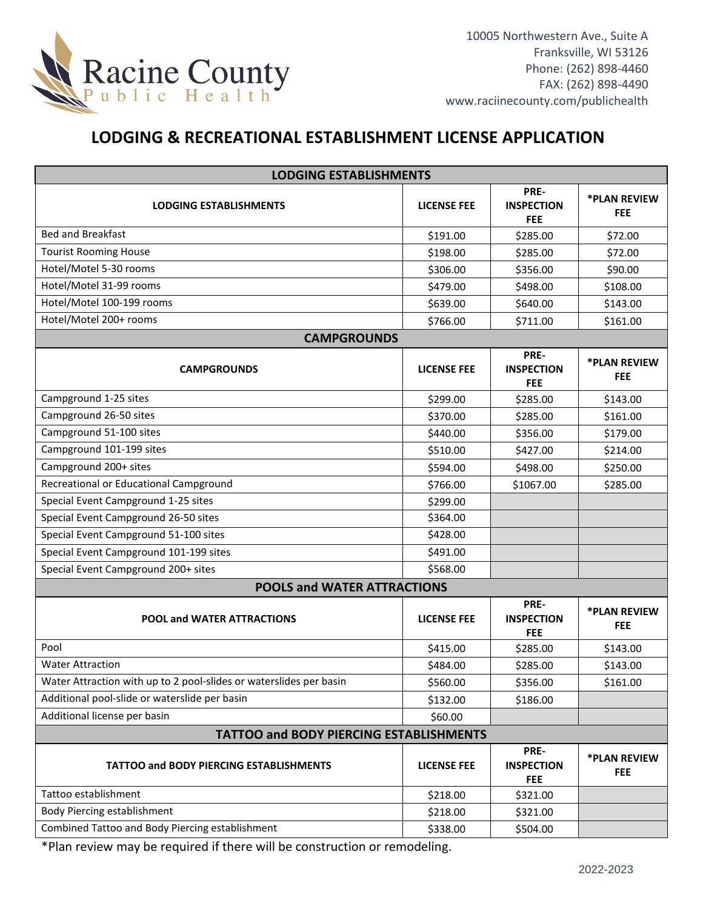Racine County Public Health

10005 Northwestern Ave., Suite A
Franksville, WI 53126
Phone: (262) 898-4460
FAX: (262) 898-4490
www.raciinecounty.com/publichealth

# LODGING & RECREATIONAL ESTABLISHMENT LICENSE APPLICATION

| LODGING ESTABLISHMENTS | | | |
|---|---|---|---|
| **LODGING ESTABLISHMENTS** | **LICENSE FEE** | **PRE-INSPECTION FEE** | ***PLAN REVIEW FEE** |
| Bed and Breakfast | $191.00 | $285.00 | $72.00 |
| Tourist Rooming House | $198.00 | $285.00 | $72.00 |
| Hotel/Motel 5-30 rooms | $306.00 | $356.00 | $90.00 |
| Hotel/Motel 31-99 rooms | $479.00 | $498.00 | $108.00 |
| Hotel/Motel 100-199 rooms | $639.00 | $640.00 | $143.00 |
| Hotel/Motel 200+ rooms | $766.00 | $711.00 | $161.00 |
| **CAMPGROUNDS** | | | |
| **CAMPGROUNDS** | **LICENSE FEE** | **PRE-INSPECTION FEE** | ***PLAN REVIEW FEE** |
| Campground 1-25 sites | $299.00 | $285.00 | $143.00 |
| Campground 26-50 sites | $370.00 | $285.00 | $161.00 |
| Campground 51-100 sites | $440.00 | $356.00 | $179.00 |
| Campground 101-199 sites | $510.00 | $427.00 | $214.00 |
| Campground 200+ sites | $594.00 | $498.00 | $250.00 |
| Recreational or Educational Campground | $766.00 | $1067.00 | $285.00 |
| Special Event Campground 1-25 sites | $299.00 | | |
| Special Event Campground 26-50 sites | $364.00 | | |
| Special Event Campground 51-100 sites | $428.00 | | |
| Special Event Campground 101-199 sites | $491.00 | | |
| Special Event Campground 200+ sites | $568.00 | | |
| **POOLS and WATER ATTRACTIONS** | | | |
| **POOL and WATER ATTRACTIONS** | **LICENSE FEE** | **PRE-INSPECTION FEE** | ***PLAN REVIEW FEE** |
| Pool | $415.00 | $285.00 | $143.00 |
| Water Attraction | $484.00 | $285.00 | $143.00 |
| Water Attraction with up to 2 pool-slides or waterslides per basin | $560.00 | $356.00 | $161.00 |
| Additional pool-slide or waterslide per basin | $132.00 | $186.00 | |
| Additional license per basin | $60.00 | | |
| **TATTOO and BODY PIERCING ESTABLISHMENTS** | | | |
| **TATTOO and BODY PIERCING ESTABLISHMENTS** | **LICENSE FEE** | **PRE-INSPECTION FEE** | ***PLAN REVIEW FEE** |
| Tattoo establishment | $218.00 | $321.00 | |
| Body Piercing establishment | $218.00 | $321.00 | |
| Combined Tattoo and Body Piercing establishment | $338.00 | $504.00 | |

*Plan review may be required if there will be construction or remodeling.

2022-2023